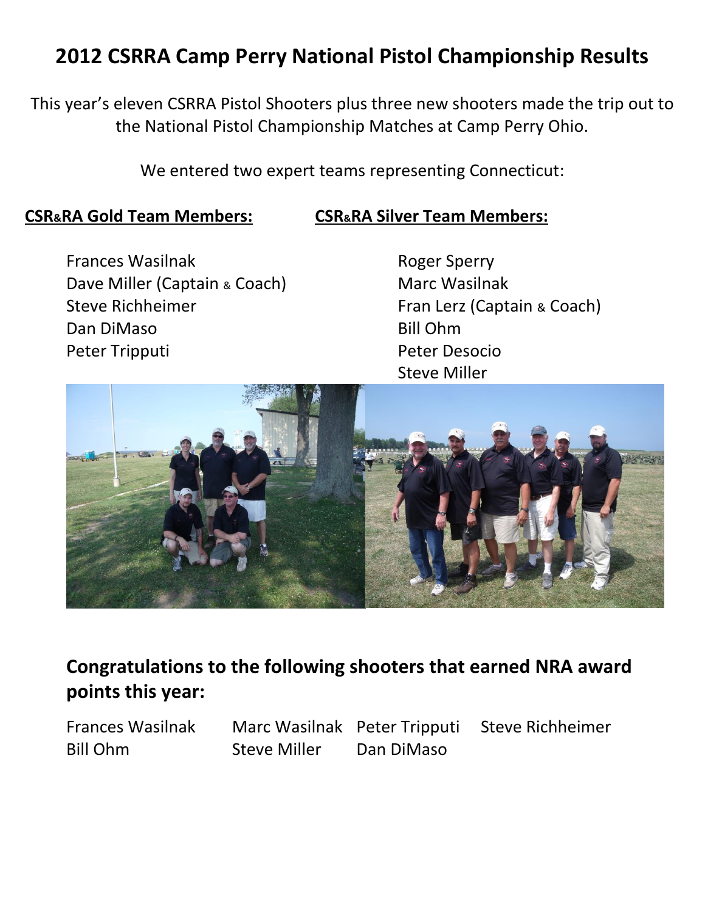# 2012 CSRRA Camp Perry National Pistol Championship Results

This year's eleven CSRRA Pistol Shooters plus three new shooters made the trip out to the National Pistol Championship Matches at Camp Perry Ohio.

We entered two expert teams representing Connecticut:

**CSR&RA Gold Team Members:**

Frances Wasilnak
Dave Miller (Captain & Coach)
Steve Richheimer
Dan DiMaso
Peter Tripputi

**CSR&RA Silver Team Members:**

Roger Sperry
Marc Wasilnak
Fran Lerz (Captain & Coach)
Bill Ohm
Peter Desocio
Steve Miller

## Congratulations to the following shooters that earned NRA award points this year:

Frances Wasilnak
Marc Wasilnak
Peter Tripputi
Steve Richheimer
Bill Ohm
Steve Miller
Dan DiMaso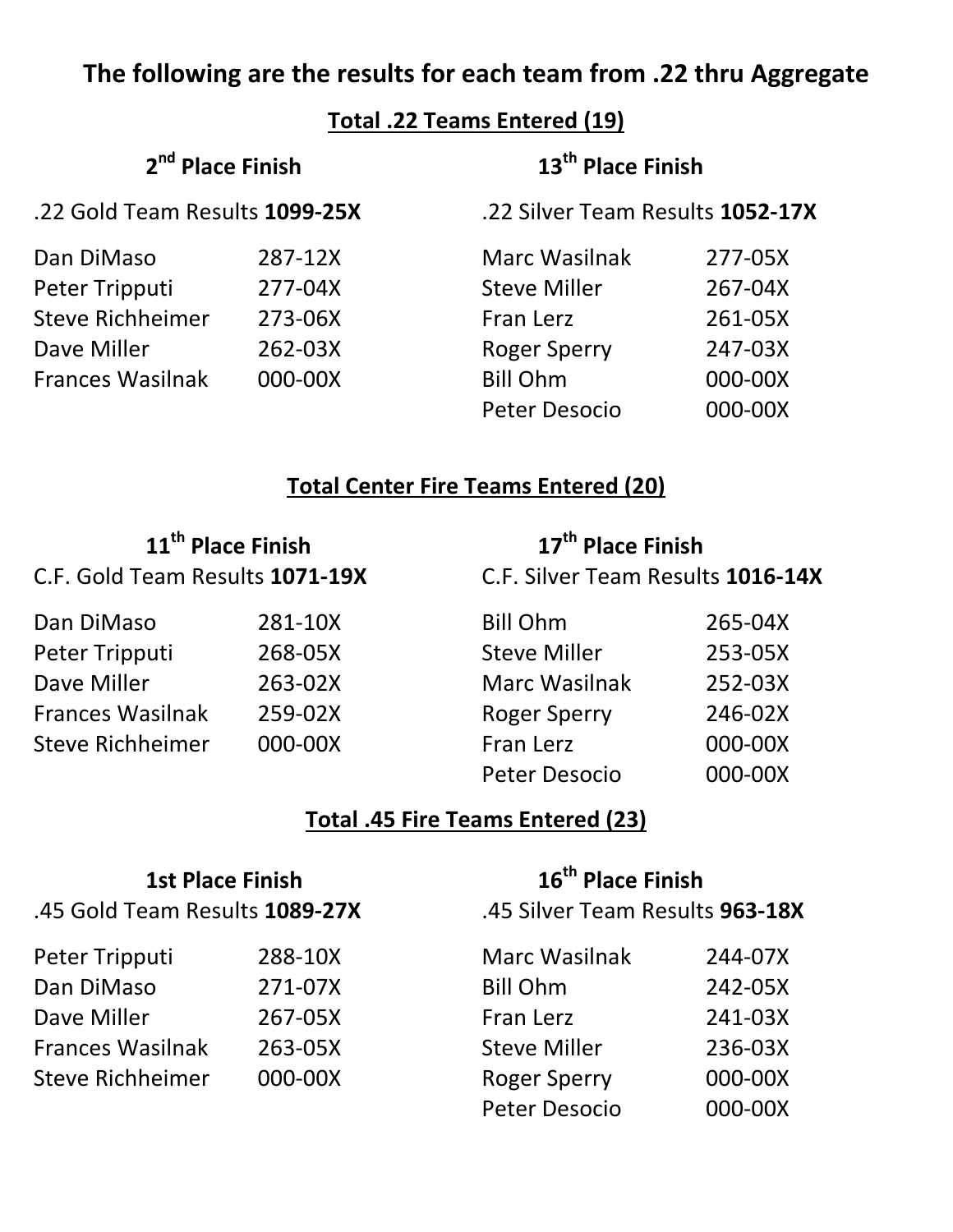# The following are the results for each team from .22 thru Aggregate

## Total .22 Teams Entered (19)

### 2nd Place Finish

.22 Gold Team Results **1099-25X**

| | |
|---|---|
| Dan DiMaso | 287-12X |
| Peter Tripputi | 277-04X |
| Steve Richheimer | 273-06X |
| Dave Miller | 262-03X |
| Frances Wasilnak | 000-00X |

### 13th Place Finish

.22 Silver Team Results **1052-17X**

| | |
|---|---|
| Marc Wasilnak | 277-05X |
| Steve Miller | 267-04X |
| Fran Lerz | 261-05X |
| Roger Sperry | 247-03X |
| Bill Ohm | 000-00X |
| Peter Desocio | 000-00X |

## Total Center Fire Teams Entered (20)

### 11th Place Finish

C.F. Gold Team Results **1071-19X**

| | |
|---|---|
| Dan DiMaso | 281-10X |
| Peter Tripputi | 268-05X |
| Dave Miller | 263-02X |
| Frances Wasilnak | 259-02X |
| Steve Richheimer | 000-00X |

### 17th Place Finish

C.F. Silver Team Results **1016-14X**

| | |
|---|---|
| Bill Ohm | 265-04X |
| Steve Miller | 253-05X |
| Marc Wasilnak | 252-03X |
| Roger Sperry | 246-02X |
| Fran Lerz | 000-00X |
| Peter Desocio | 000-00X |

## Total .45 Fire Teams Entered (23)

### 1st Place Finish

.45 Gold Team Results **1089-27X**

| | |
|---|---|
| Peter Tripputi | 288-10X |
| Dan DiMaso | 271-07X |
| Dave Miller | 267-05X |
| Frances Wasilnak | 263-05X |
| Steve Richheimer | 000-00X |

### 16th Place Finish

.45 Silver Team Results **963-18X**

| | |
|---|---|
| Marc Wasilnak | 244-07X |
| Bill Ohm | 242-05X |
| Fran Lerz | 241-03X |
| Steve Miller | 236-03X |
| Roger Sperry | 000-00X |
| Peter Desocio | 000-00X |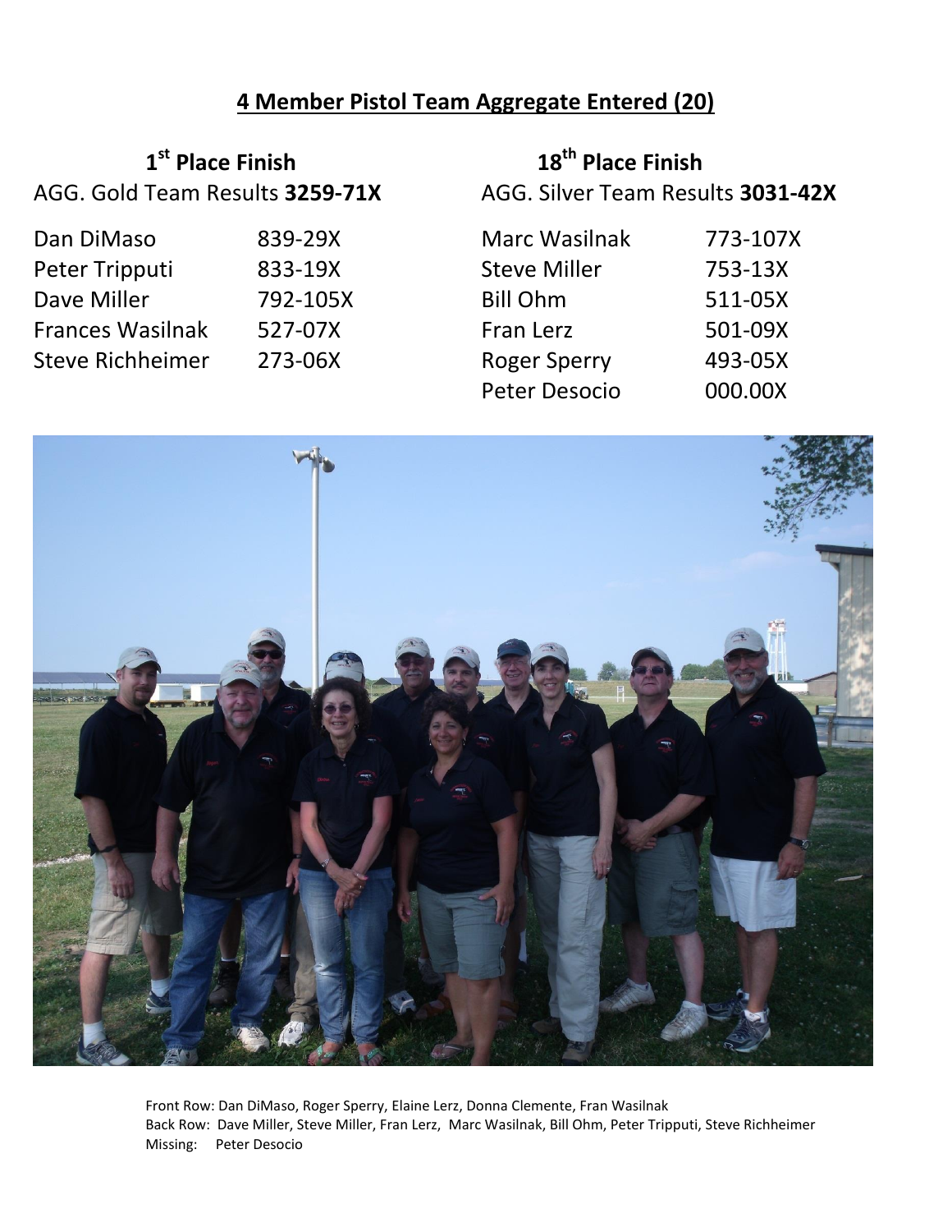## 4 Member Pistol Team Aggregate Entered (20)

**1st Place Finish**

AGG. Gold Team Results **3259-71X**

| | |
|---|---|
| Dan DiMaso | 839-29X |
| Peter Tripputi | 833-19X |
| Dave Miller | 792-105X |
| Frances Wasilnak | 527-07X |
| Steve Richheimer | 273-06X |

**18th Place Finish**

AGG. Silver Team Results **3031-42X**

| | |
|---|---|
| Marc Wasilnak | 773-107X |
| Steve Miller | 753-13X |
| Bill Ohm | 511-05X |
| Fran Lerz | 501-09X |
| Roger Sperry | 493-05X |
| Peter Desocio | 000.00X |

Front Row: Dan DiMaso, Roger Sperry, Elaine Lerz, Donna Clemente, Fran Wasilnak
Back Row: Dave Miller, Steve Miller, Fran Lerz, Marc Wasilnak, Bill Ohm, Peter Tripputi, Steve Richheimer
Missing: Peter Desocio